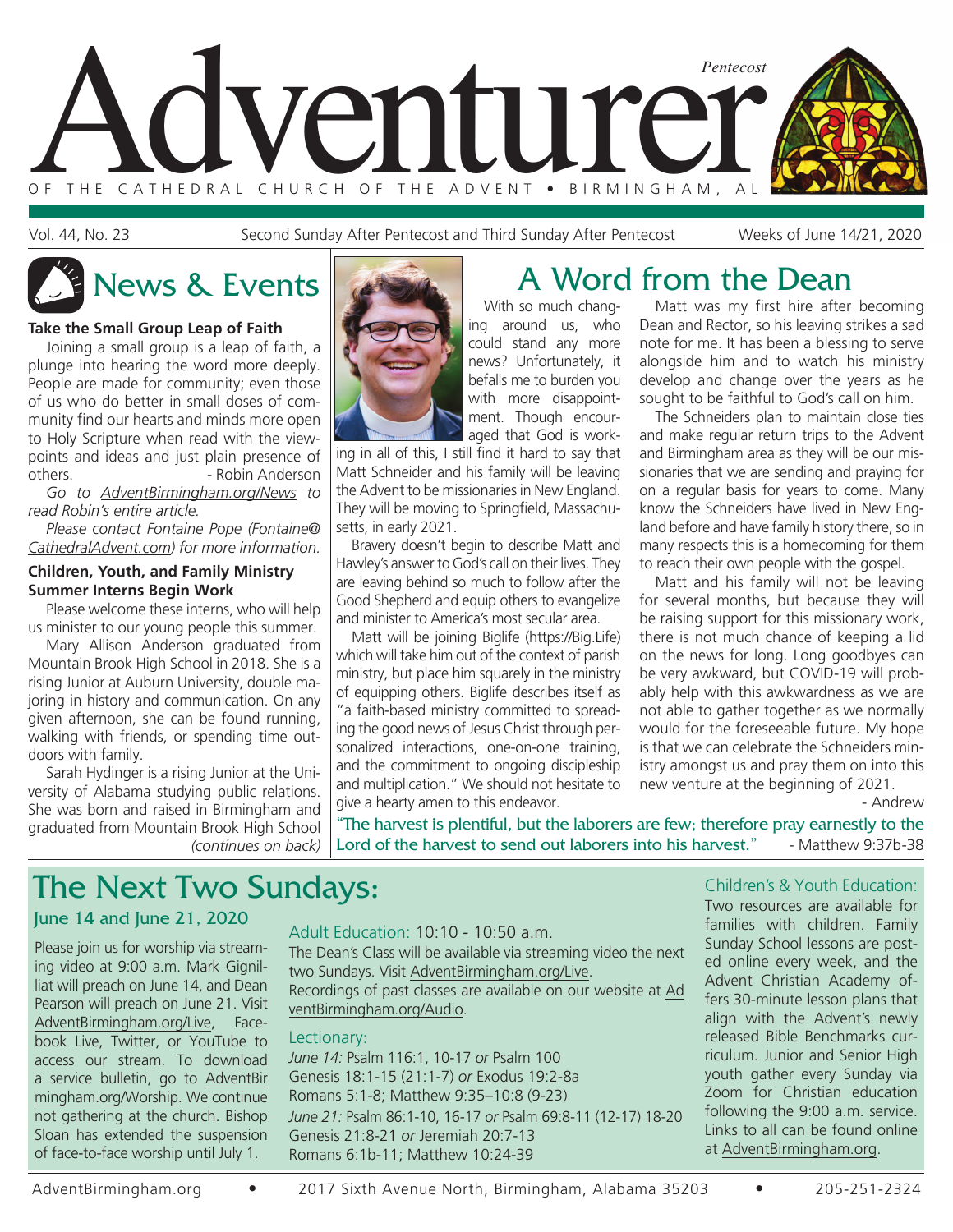# Adventurer

*Pentecost*

OF THE CATHEDRAL CHURCH OF THE ADVENT • BIRMINGHAM, AL

Vol. 44, No. 23 — Second Sunday After Pentecost and Third Sunday After Pentecost — Weeks of June 14/21, 2020

## News & Events

### Take the Small Group Leap of Faith

Joining a small group is a leap of faith, a plunge into hearing the word more deeply. People are made for community; even those of us who do better in small doses of community find our hearts and minds more open to Holy Scripture when read with the viewpoints and ideas and just plain presence of others. - Robin Anderson

*Go to AdventBirmingham.org/News to read Robin's entire article.*

*Please contact Fontaine Pope (Fontaine@CathedralAdvent.com) for more information.*

### Children, Youth, and Family Ministry Summer Interns Begin Work

Please welcome these interns, who will help us minister to our young people this summer.

Mary Allison Anderson graduated from Mountain Brook High School in 2018. She is a rising Junior at Auburn University, double majoring in history and communication. On any given afternoon, she can be found running, walking with friends, or spending time outdoors with family.

Sarah Hydinger is a rising Junior at the University of Alabama studying public relations. She was born and raised in Birmingham and graduated from Mountain Brook High School *(continues on back)*

## A Word from the Dean

With so much changing around us, who could stand any more news? Unfortunately, it befalls me to burden you with more disappointment. Though encouraged that God is working in all of this, I still find it hard to say that Matt Schneider and his family will be leaving the Advent to be missionaries in New England. They will be moving to Springfield, Massachusetts, in early 2021.

Bravery doesn't begin to describe Matt and Hawley's answer to God's call on their lives. They are leaving behind so much to follow after the Good Shepherd and equip others to evangelize and minister to America's most secular area.

Matt will be joining Biglife (https://Big.Life) which will take him out of the context of parish ministry, but place him squarely in the ministry of equipping others. Biglife describes itself as "a faith-based ministry committed to spreading the good news of Jesus Christ through personalized interactions, one-on-one training, and the commitment to ongoing discipleship and multiplication." We should not hesitate to give a hearty amen to this endeavor.

Matt was my first hire after becoming Dean and Rector, so his leaving strikes a sad note for me. It has been a blessing to serve alongside him and to watch his ministry develop and change over the years as he sought to be faithful to God's call on him.

The Schneiders plan to maintain close ties and make regular return trips to the Advent and Birmingham area as they will be our missionaries that we are sending and praying for on a regular basis for years to come. Many know the Schneiders have lived in New England before and have family history there, so in many respects this is a homecoming for them to reach their own people with the gospel.

Matt and his family will not be leaving for several months, but because they will be raising support for this missionary work, there is not much chance of keeping a lid on the news for long. Long goodbyes can be very awkward, but COVID-19 will probably help with this awkwardness as we are not able to gather together as we normally would for the foreseeable future. My hope is that we can celebrate the Schneiders ministry amongst us and pray them on into this new venture at the beginning of 2021.

- Andrew

"The harvest is plentiful, but the laborers are few; therefore pray earnestly to the Lord of the harvest to send out laborers into his harvest." - Matthew 9:37b-38

## The Next Two Sundays:

### June 14 and June 21, 2020

Please join us for worship via streaming video at 9:00 a.m. Mark Gignilliat will preach on June 14, and Dean Pearson will preach on June 21. Visit AdventBirmingham.org/Live, Facebook Live, Twitter, or YouTube to access our stream. To download a service bulletin, go to AdventBirmingham.org/Worship. We continue not gathering at the church. Bishop Sloan has extended the suspension of face-to-face worship until July 1.

**Adult Education:** 10:10 - 10:50 a.m.

The Dean's Class will be available via streaming video the next two Sundays. Visit AdventBirmingham.org/Live. Recordings of past classes are available on our website at AdventBirmingham.org/Audio.

**Lectionary:**

*June 14:* Psalm 116:1, 10-17 *or* Psalm 100
Genesis 18:1-15 (21:1-7) *or* Exodus 19:2-8a
Romans 5:1-8; Matthew 9:35–10:8 (9-23)
*June 21:* Psalm 86:1-10, 16-17 *or* Psalm 69:8-11 (12-17) 18-20
Genesis 21:8-21 *or* Jeremiah 20:7-13
Romans 6:1b-11; Matthew 10:24-39

**Children's & Youth Education:**

Two resources are available for families with children. Family Sunday School lessons are posted online every week, and the Advent Christian Academy offers 30-minute lesson plans that align with the Advent's newly released Bible Benchmarks curriculum. Junior and Senior High youth gather every Sunday via Zoom for Christian education following the 9:00 a.m. service. Links to all can be found online at AdventBirmingham.org.

AdventBirmingham.org • 2017 Sixth Avenue North, Birmingham, Alabama 35203 • 205-251-2324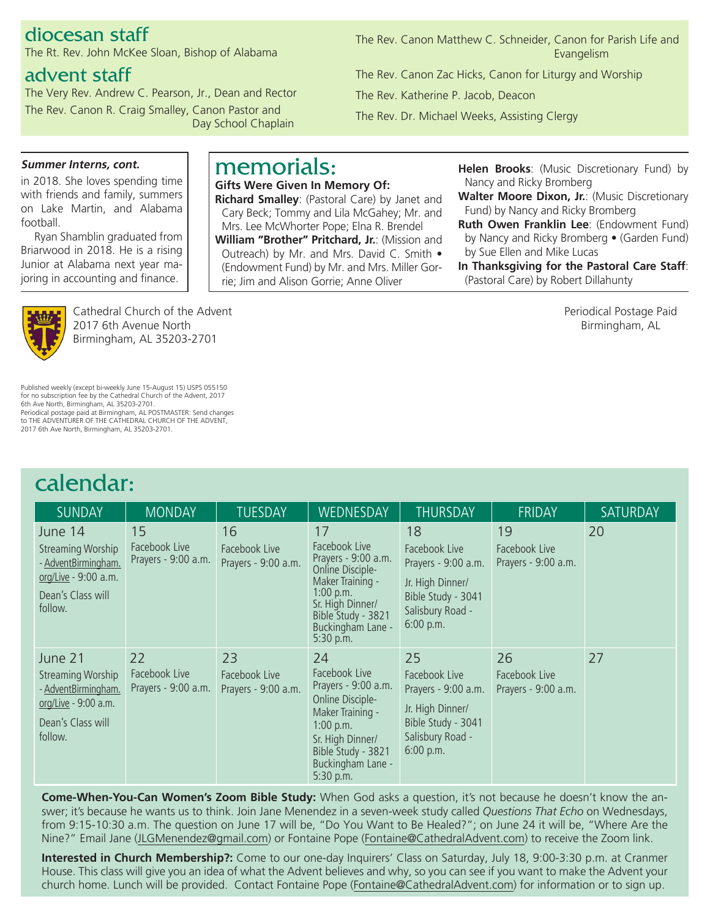## diocesan staff

The Rt. Rev. John McKee Sloan, Bishop of Alabama

## advent staff

The Very Rev. Andrew C. Pearson, Jr., Dean and Rector

The Rev. Canon R. Craig Smalley, Canon Pastor and Day School Chaplain

The Rev. Canon Matthew C. Schneider, Canon for Parish Life and Evangelism

The Rev. Canon Zac Hicks, Canon for Liturgy and Worship

The Rev. Katherine P. Jacob, Deacon

The Rev. Dr. Michael Weeks, Assisting Clergy

***Summer Interns, cont.***

in 2018. She loves spending time with friends and family, summers on Lake Martin, and Alabama football.

Ryan Shamblin graduated from Briarwood in 2018. He is a rising Junior at Alabama next year majoring in accounting and finance.

## memorials:

**Gifts Were Given In Memory Of:**

**Richard Smalley**: (Pastoral Care) by Janet and Cary Beck; Tommy and Lila McGahey; Mr. and Mrs. Lee McWhorter Pope; Elna R. Brendel

**William "Brother" Pritchard, Jr.**: (Mission and Outreach) by Mr. and Mrs. David C. Smith • (Endowment Fund) by Mr. and Mrs. Miller Gorrie; Jim and Alison Gorrie; Anne Oliver

**Helen Brooks**: (Music Discretionary Fund) by Nancy and Ricky Bromberg

**Walter Moore Dixon, Jr.**: (Music Discretionary Fund) by Nancy and Ricky Bromberg

**Ruth Owen Franklin Lee**: (Endowment Fund) by Nancy and Ricky Bromberg • (Garden Fund) by Sue Ellen and Mike Lucas

**In Thanksgiving for the Pastoral Care Staff**: (Pastoral Care) by Robert Dillahunty

Cathedral Church of the Advent
2017 6th Avenue North
Birmingham, AL 35203-2701

Periodical Postage Paid
Birmingham, AL

Published weekly (except bi-weekly June 15-August 15) USPS 055150 for no subscription fee by the Cathedral Church of the Advent, 2017 6th Ave North, Birmingham, AL 35203-2701.
Periodical postage paid at Birmingham, AL POSTMASTER: Send changes to THE ADVENTURER OF THE CATHEDRAL CHURCH OF THE ADVENT, 2017 6th Ave North, Birmingham, AL 35203-2701.

## calendar:

| SUNDAY | MONDAY | TUESDAY | WEDNESDAY | THURSDAY | FRIDAY | SATURDAY |
|---|---|---|---|---|---|---|
| June 14 Streaming Worship - AdventBirmingham.org/Live - 9:00 a.m. Dean's Class will follow. | 15 Facebook Live Prayers - 9:00 a.m. | 16 Facebook Live Prayers - 9:00 a.m. | 17 Facebook Live Prayers - 9:00 a.m. Online Disciple-Maker Training - 1:00 p.m. Sr. High Dinner/ Bible Study - 3821 Buckingham Lane - 5:30 p.m. | 18 Facebook Live Prayers - 9:00 a.m. Jr. High Dinner/ Bible Study - 3041 Salisbury Road - 6:00 p.m. | 19 Facebook Live Prayers - 9:00 a.m. | 20 |
| June 21 Streaming Worship - AdventBirmingham.org/Live - 9:00 a.m. Dean's Class will follow. | 22 Facebook Live Prayers - 9:00 a.m. | 23 Facebook Live Prayers - 9:00 a.m. | 24 Facebook Live Prayers - 9:00 a.m. Online Disciple-Maker Training - 1:00 p.m. Sr. High Dinner/ Bible Study - 3821 Buckingham Lane - 5:30 p.m. | 25 Facebook Live Prayers - 9:00 a.m. Jr. High Dinner/ Bible Study - 3041 Salisbury Road - 6:00 p.m. | 26 Facebook Live Prayers - 9:00 a.m. | 27 |

**Come-When-You-Can Women's Zoom Bible Study:** When God asks a question, it's not because he doesn't know the answer; it's because he wants us to think. Join Jane Menendez in a seven-week study called *Questions That Echo* on Wednesdays, from 9:15-10:30 a.m. The question on June 17 will be, "Do You Want to Be Healed?"; on June 24 it will be, "Where Are the Nine?" Email Jane (JLGMenendez@gmail.com) or Fontaine Pope (Fontaine@CathedralAdvent.com) to receive the Zoom link.

**Interested in Church Membership?:** Come to our one-day Inquirers' Class on Saturday, July 18, 9:00-3:30 p.m. at Cranmer House. This class will give you an idea of what the Advent believes and why, so you can see if you want to make the Advent your church home. Lunch will be provided. Contact Fontaine Pope (Fontaine@CathedralAdvent.com) for information or to sign up.